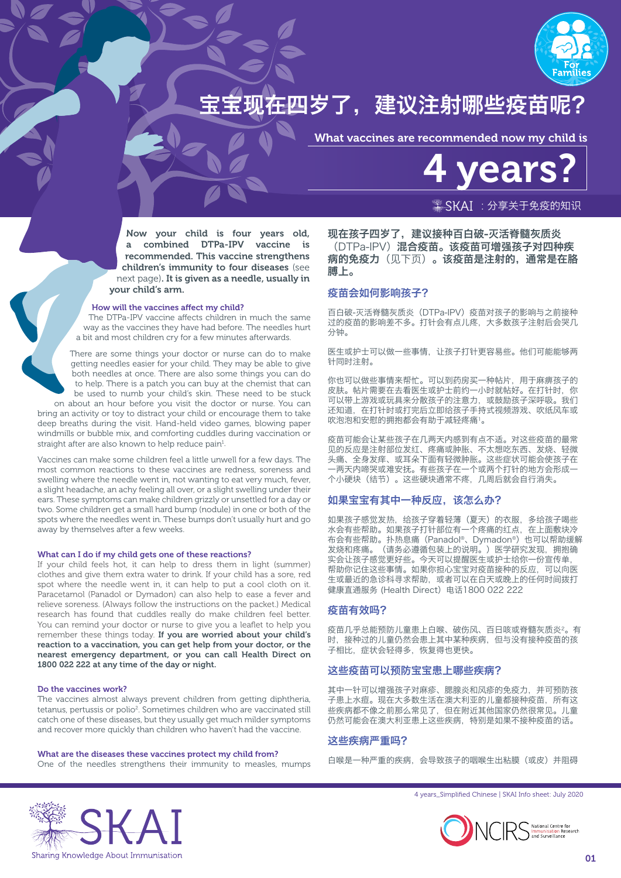# 宝宝现在四岁了，建议注射哪些疫苗呢？

## What vaccines are recommended now my child is 4 years?

SKAI：分享关于免疫的知识

**Now your child is four years old, a combined DTPa-IPV vaccine is recommended. This vaccine strengthens children's immunity to four diseases** (see next page). **It is given as a needle, usually in your child's arm.**

### How will the vaccines affect my child?

The DTPa-IPV vaccine affects children in much the same way as the vaccines they have had before. The needles hurt a bit and most children cry for a few minutes afterwards.

There are some things your doctor or nurse can do to make getting needles easier for your child. They may be able to give both needles at once. There are also some things you can do to help. There is a patch you can buy at the chemist that can be used to numb your child's skin. These need to be stuck on about an hour before you visit the doctor or nurse. You can bring an activity or toy to distract your child or encourage them to take deep breaths during the visit. Hand-held video games, blowing paper windmills or bubble mix, and comforting cuddles during vaccination or straight after are also known to help reduce pain[1].

Vaccines can make some children feel a little unwell for a few days. The most common reactions to these vaccines are redness, soreness and swelling where the needle went in, not wanting to eat very much, fever, a slight headache, an achy feeling all over, or a slight swelling under their ears. These symptoms can make children grizzly or unsettled for a day or two. Some children get a small hard bump (nodule) in one or both of the spots where the needles went in. These bumps don't usually hurt and go away by themselves after a few weeks.

### What can I do if my child gets one of these reactions?

If your child feels hot, it can help to dress them in light (summer) clothes and give them extra water to drink. If your child has a sore, red spot where the needle went in, it can help to put a cool cloth on it. Paracetamol (Panadol or Dymadon) can also help to ease a fever and relieve soreness. (Always follow the instructions on the packet.) Medical research has found that cuddles really do make children feel better. You can remind your doctor or nurse to give you a leaflet to help you remember these things today. **If you are worried about your child's reaction to a vaccination, you can get help from your doctor, or the nearest emergency department, or you can call Health Direct on 1800 022 222 at any time of the day or night.**

### Do the vaccines work?

The vaccines almost always prevent children from getting diphtheria, tetanus, pertussis or polio[2]. Sometimes children who are vaccinated still catch one of these diseases, but they usually get much milder symptoms and recover more quickly than children who haven't had the vaccine.

### What are the diseases these vaccines protect my child from?

One of the needles strengthens their immunity to measles, mumps

**现在孩子四岁了，建议接种百白破-灭活脊髓灰质炎（DTPa-IPV）混合疫苗。该疫苗可增强孩子对四种疾病的免疫力**（见下页）**。该疫苗是注射的，通常是在胳膊上。**

### 疫苗会如何影响孩子？

百白破-灭活脊髓灰质炎（DTPa-IPV）疫苗对孩子的影响与之前接种过的疫苗的影响差不多。打针会有点儿疼，大多数孩子注射后会哭几分钟。

医生或护士可以做一些事情，让孩子打针更容易些。他们可能能够两针同时注射。

你也可以做些事情来帮忙。可以到药房买一种帖片，用于麻痹孩子的皮肤。帖片需要在去看医生或护士前约一小时就帖好。在打针时，你可以带上游戏或玩具来分散孩子的注意力，或鼓励孩子深呼吸。我们还知道，在打针时或打完后立即给孩子手持式视频游戏、吹纸风车或吹泡泡和安慰的拥抱都会有助于减轻疼痛[1]。

疫苗可能会让某些孩子在几两天内感到有点不适。对这些疫苗的最常见的反应是注射部位发红、疼痛或肿胀、不太想吃东西、发烧、轻微头痛、全身发痒、或耳朵下面有轻微肿胀。这些症状可能会使孩子在一两天内啼哭或难安抚。有些孩子在一个或两个打针的地方会形成一个小硬块（结节）。这些硬块通常不疼，几周后就会自行消失。

### 如果宝宝有其中一种反应，该怎么办？

如果孩子感觉发热，给孩子穿着轻薄（夏天）的衣服，多给孩子喝些水会有些帮助。如果孩子打针部位有一个疼痛的红点，在上面敷块冷布会有些帮助。扑热息痛（Panadol®、Dymadon®）也可以帮助缓解发烧和疼痛。（请务必遵循包装上的说明。）医学研究发现，拥抱确实会让孩子感觉更好些。今天可以提醒医生或护士给你一份宣传单，帮助你记住这些事情。如果你担心宝宝对疫苗接种的反应，可以向医生或最近的急诊科寻求帮助，或者可以在白天或晚上的任何时间拨打健康直通服务 (Health Direct) 电话1800 022 222

### 疫苗有效吗？

疫苗几乎总能预防儿童患上白喉、破伤风、百日咳或脊髓灰质炎[2]。有时，接种过的儿童仍会患上其中某种疾病，但与没有接种疫苗的孩子相比，症状会轻得多，恢复得也更快。

### 这些疫苗可以预防宝宝患上哪些疾病？

其中一针可以增强孩子对麻疹、腮腺炎和风疹的免疫力，并可预防孩子患上水痘。现在大多数生活在澳大利亚的儿童都接种疫苗，所有这些疾病都不像之前那么常见了，但在附近其他国家仍然很常见。儿童仍然可能会在澳大利亚患上这些疾病，特别是如果不接种疫苗的话。

### 这些疾病严重吗？

白喉是一种严重的疾病，会导致孩子的咽喉生出粘膜（或皮）并阻碍

4 years_Simplified Chinese | SKAI Info sheet: July 2020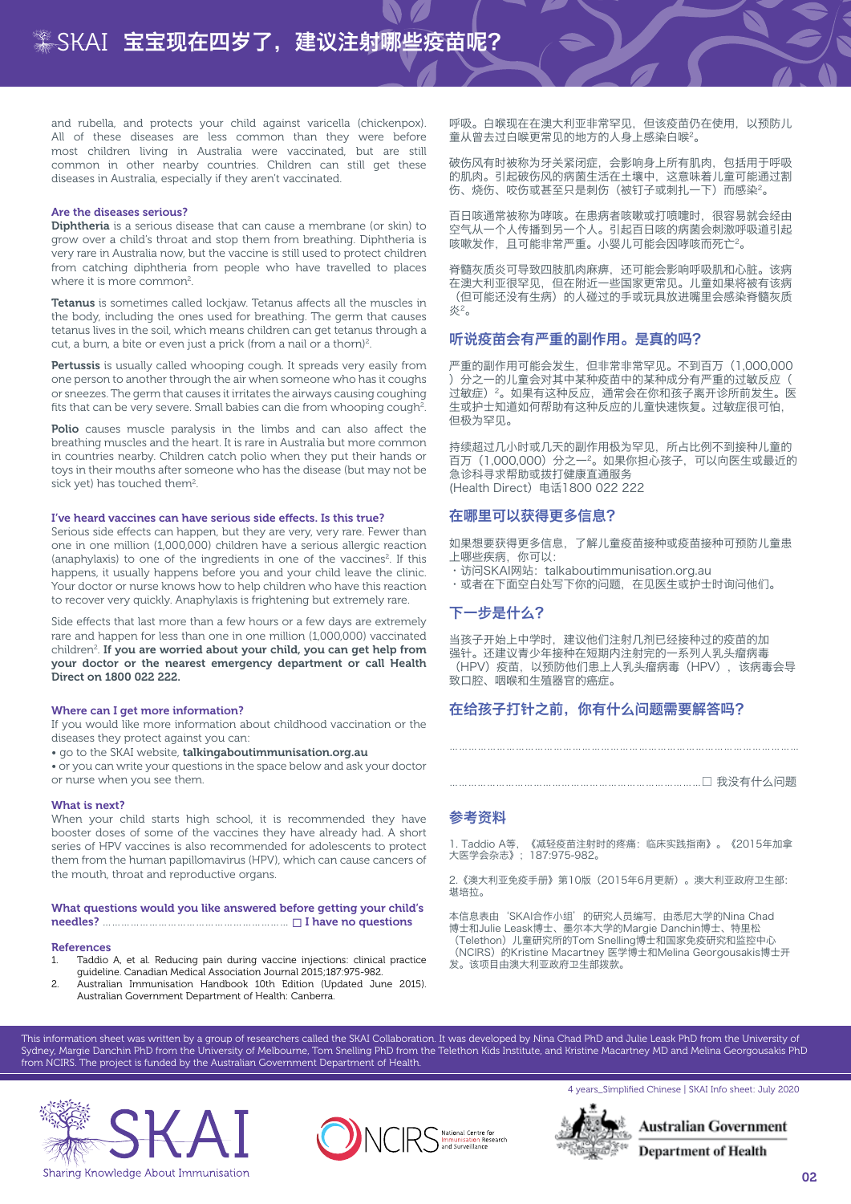# SKAI 宝宝现在四岁了，建议注射哪些疫苗呢？

and rubella, and protects your child against varicella (chickenpox). All of these diseases are less common than they were before most children living in Australia were vaccinated, but are still common in other nearby countries. Children can still get these diseases in Australia, especially if they aren't vaccinated.

### Are the diseases serious?

**Diphtheria** is a serious disease that can cause a membrane (or skin) to grow over a child's throat and stop them from breathing. Diphtheria is very rare in Australia now, but the vaccine is still used to protect children from catching diphtheria from people who have travelled to places where it is more common[2].

**Tetanus** is sometimes called lockjaw. Tetanus affects all the muscles in the body, including the ones used for breathing. The germ that causes tetanus lives in the soil, which means children can get tetanus through a cut, a burn, a bite or even just a prick (from a nail or a thorn)[2].

**Pertussis** is usually called whooping cough. It spreads very easily from one person to another through the air when someone who has it coughs or sneezes. The germ that causes it irritates the airways causing coughing fits that can be very severe. Small babies can die from whooping cough[2].

**Polio** causes muscle paralysis in the limbs and can also affect the breathing muscles and the heart. It is rare in Australia but more common in countries nearby. Children catch polio when they put their hands or toys in their mouths after someone who has the disease (but may not be sick yet) has touched them[2].

### I've heard vaccines can have serious side effects. Is this true?

Serious side effects can happen, but they are very, very rare. Fewer than one in one million (1,000,000) children have a serious allergic reaction (anaphylaxis) to one of the ingredients in one of the vaccines[2]. If this happens, it usually happens before you and your child leave the clinic. Your doctor or nurse knows how to help children who have this reaction to recover very quickly. Anaphylaxis is frightening but extremely rare.

Side effects that last more than a few hours or a few days are extremely rare and happen for less than one in one million (1,000,000) vaccinated children[2]. **If you are worried about your child, you can get help from your doctor or the nearest emergency department or call Health Direct on 1800 022 222.**

### Where can I get more information?

If you would like more information about childhood vaccination or the diseases they protect against you can:

- go to the SKAI website, **talkingaboutimmunisation.org.au**
- or you can write your questions in the space below and ask your doctor or nurse when you see them.

### What is next?

When your child starts high school, it is recommended they have booster doses of some of the vaccines they have already had. A short series of HPV vaccines is also recommended for adolescents to protect them from the human papillomavirus (HPV), which can cause cancers of the mouth, throat and reproductive organs.

### What questions would you like answered before getting your child's needles? …………………………………………………… ☐ I have no questions

### References

1. Taddio A, et al. Reducing pain during vaccine injections: clinical practice guideline. Canadian Medical Association Journal 2015;187:975-982.
2. Australian Immunisation Handbook 10th Edition (Updated June 2015). Australian Government Department of Health: Canberra.

呼吸。白喉现在在澳大利亚非常罕见，但该疫苗仍在使用，以预防儿童从曾去过白喉更常见的地方的人身上感染白喉[2]。

破伤风有时被称为牙关紧闭症，会影响身上所有肌肉，包括用于呼吸的肌肉。引起破伤风的病菌生活在土壤中，这意味着儿童可能通过割伤、烧伤、咬伤或甚至只是刺伤（被钉子或刺扎一下）而感染[2]。

百日咳通常被称为哮咳。在患病者咳嗽或打喷嚏时，很容易就会经由空气从一个人传播到另一个人。引起百日咳的病菌会刺激呼吸道引起咳嗽发作，且可能非常严重。小婴儿可能会因哮咳而死亡[2]。

脊髓灰质炎可导致四肢肌肉麻痹，还可能影响呼吸肌和心脏。该病在澳大利亚很罕见，但在附近一些国家更常见。儿童如果将被有该病（但可能还没有生病）的人碰过的手或玩具放进嘴里会感染脊髓灰质炎[2]。

## 听说疫苗会有严重的副作用。是真的吗？

严重的副作用可能会发生，但非常非常罕见。不到百万（1,000,000）分之一的儿童会对其中某种疫苗中的某种成分有严重的过敏反应（过敏症）[2]。如果有这种反应，通常会在你和孩子离开诊所前发生。医生或护士知道如何帮助有这种反应的儿童快速恢复。过敏症很可怕，但极为罕见。

持续超过几小时或几天的副作用极为罕见，所占比例不到接种儿童的百万（1,000,000）分之一[2]。如果你担心孩子，可以向医生或最近的急诊科寻求帮助或拨打健康直通服务(Health Direct）电话1800 022 222

## 在哪里可以获得更多信息？

如果想要获得更多信息，了解儿童疫苗接种或疫苗接种可预防儿童患上哪些疾病，你可以：

- 访问SKAI网站：talkaboutimmunisation.org.au
- 或者在下面空白处写下你的问题，在见医生或护士时询问他们。

## 下一步是什么？

当孩子开始上中学时，建议他们注射几剂已经接种过的疫苗的加强针。还建议青少年接种在短期内注射完的一系列人乳头瘤病毒（HPV）疫苗，以预防他们患上人乳头瘤病毒（HPV），该病毒会导致口腔、咽喉和生殖器官的癌症。

## 在给孩子打针之前，你有什么问题需要解答吗？

…………………………………………………………………………………………

………………………………………………………………………… ☐ 我没有什么问题

## 参考资料

1. Taddio A等，《减轻疫苗注射时的疼痛：临床实践指南》。《2015年加拿大医学会杂志》；187:975-982。

2.《澳大利亚免疫手册》第10版（2015年6月更新）。澳大利亚政府卫生部：堪培拉。

本信息表由‘SKAI合作小组’的研究人员编写，由悉尼大学的Nina Chad博士和Julie Leask博士、墨尔本大学的Margie Danchin博士、特里松（Telethon）儿童研究所的Tom Snelling博士和国家免疫研究和监控中心（NCIRS）的Kristine Macartney 医学博士和Melina Georgousakis博士开发。该项目由澳大利亚政府卫生部拨款。

This information sheet was written by a group of researchers called the SKAI Collaboration. It was developed by Nina Chad PhD and Julie Leask PhD from the University of Sydney, Margie Danchin PhD from the University of Melbourne, Tom Snelling PhD from the Telethon Kids Institute, and Kristine Macartney MD and Melina Georgousakis PhD from NCIRS. The project is funded by the Australian Government Department of Health.

4 years_Simplified Chinese | SKAI Info sheet: July 2020

SKAI Sharing Knowledge About Immunisation

NCIRS National Centre for Immunisation Research and Surveillance

Australian Government Department of Health